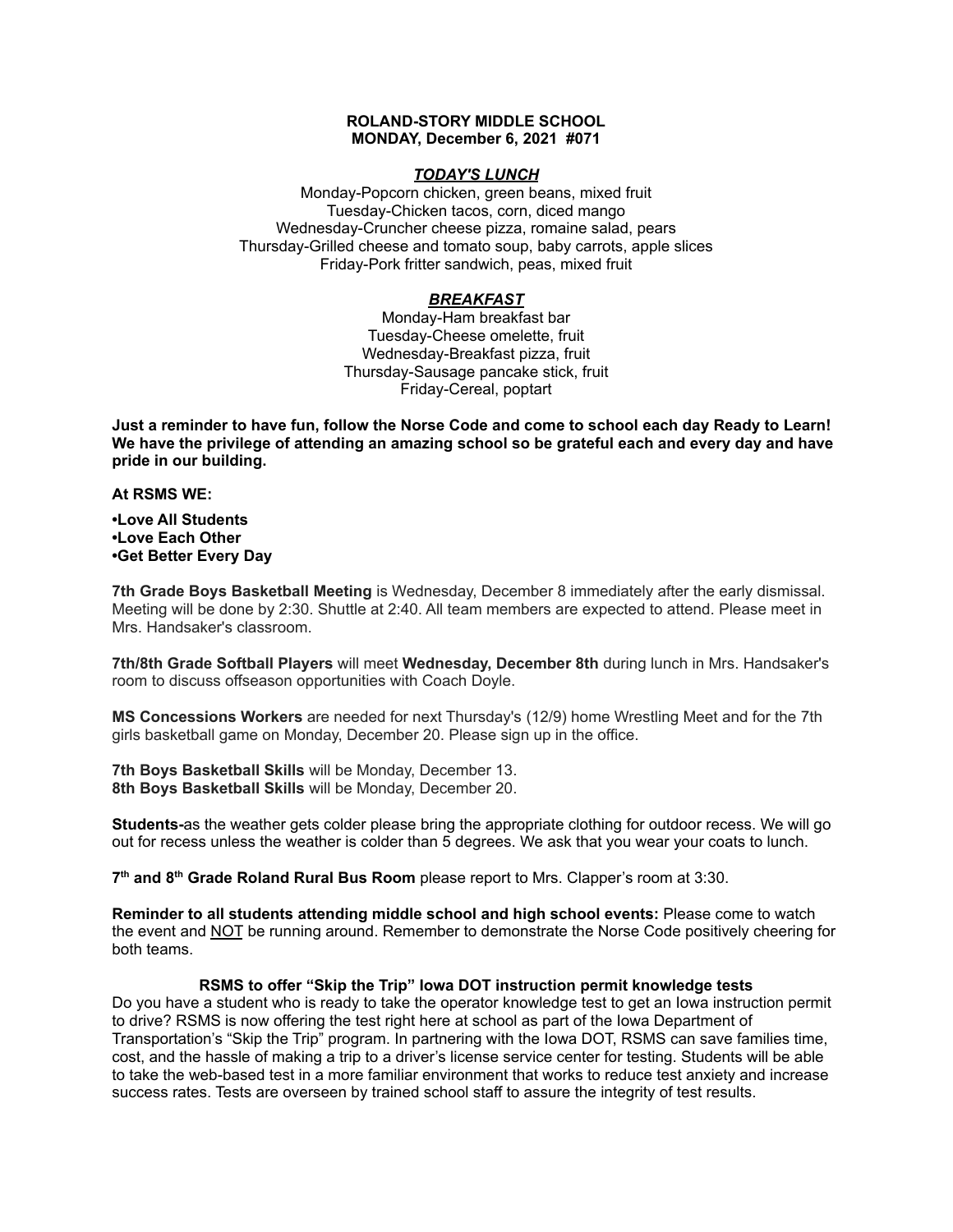**ROLAND-STORY MIDDLE SCHOOL**
**MONDAY, December 6, 2021 #071**

***TODAY'S LUNCH***

Monday-Popcorn chicken, green beans, mixed fruit
Tuesday-Chicken tacos, corn, diced mango
Wednesday-Cruncher cheese pizza, romaine salad, pears
Thursday-Grilled cheese and tomato soup, baby carrots, apple slices
Friday-Pork fritter sandwich, peas, mixed fruit

***BREAKFAST***

Monday-Ham breakfast bar
Tuesday-Cheese omelette, fruit
Wednesday-Breakfast pizza, fruit
Thursday-Sausage pancake stick, fruit
Friday-Cereal, poptart

**Just a reminder to have fun, follow the Norse Code and come to school each day Ready to Learn! We have the privilege of attending an amazing school so be grateful each and every day and have pride in our building.**

**At RSMS WE:**

**•Love All Students**
**•Love Each Other**
**•Get Better Every Day**

**7th Grade Boys Basketball Meeting** is Wednesday, December 8 immediately after the early dismissal. Meeting will be done by 2:30. Shuttle at 2:40. All team members are expected to attend. Please meet in Mrs. Handsaker's classroom.

**7th/8th Grade Softball Players** will meet **Wednesday, December 8th** during lunch in Mrs. Handsaker's room to discuss offseason opportunities with Coach Doyle.

**MS Concessions Workers** are needed for next Thursday's (12/9) home Wrestling Meet and for the 7th girls basketball game on Monday, December 20. Please sign up in the office.

**7th Boys Basketball Skills** will be Monday, December 13.
**8th Boys Basketball Skills** will be Monday, December 20.

**Students-**as the weather gets colder please bring the appropriate clothing for outdoor recess. We will go out for recess unless the weather is colder than 5 degrees. We ask that you wear your coats to lunch.

**7th and 8th Grade Roland Rural Bus Room** please report to Mrs. Clapper's room at 3:30.

**Reminder to all students attending middle school and high school events:** Please come to watch the event and NOT be running around. Remember to demonstrate the Norse Code positively cheering for both teams.

**RSMS to offer "Skip the Trip" Iowa DOT instruction permit knowledge tests**

Do you have a student who is ready to take the operator knowledge test to get an Iowa instruction permit to drive? RSMS is now offering the test right here at school as part of the Iowa Department of Transportation's "Skip the Trip" program. In partnering with the Iowa DOT, RSMS can save families time, cost, and the hassle of making a trip to a driver's license service center for testing. Students will be able to take the web-based test in a more familiar environment that works to reduce test anxiety and increase success rates. Tests are overseen by trained school staff to assure the integrity of test results.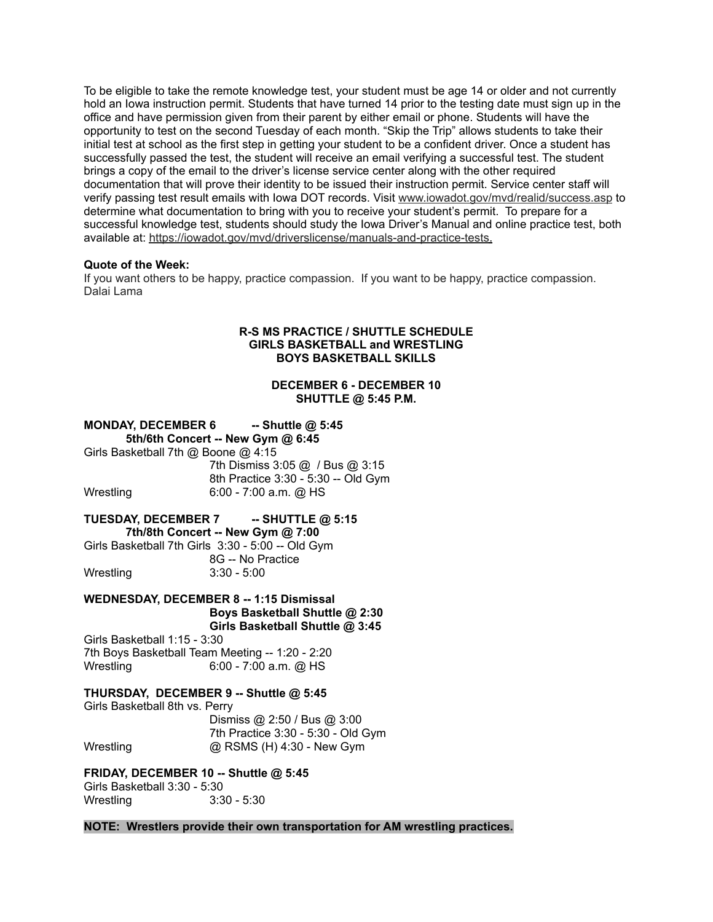To be eligible to take the remote knowledge test, your student must be age 14 or older and not currently hold an Iowa instruction permit. Students that have turned 14 prior to the testing date must sign up in the office and have permission given from their parent by either email or phone. Students will have the opportunity to test on the second Tuesday of each month. "Skip the Trip" allows students to take their initial test at school as the first step in getting your student to be a confident driver. Once a student has successfully passed the test, the student will receive an email verifying a successful test. The student brings a copy of the email to the driver's license service center along with the other required documentation that will prove their identity to be issued their instruction permit. Service center staff will verify passing test result emails with Iowa DOT records. Visit www.iowadot.gov/mvd/realid/success.asp to determine what documentation to bring with you to receive your student's permit. To prepare for a successful knowledge test, students should study the Iowa Driver's Manual and online practice test, both available at: https://iowadot.gov/mvd/driverslicense/manuals-and-practice-tests.

**Quote of the Week:**
If you want others to be happy, practice compassion. If you want to be happy, practice compassion.
Dalai Lama

**R-S MS PRACTICE / SHUTTLE SCHEDULE**
**GIRLS BASKETBALL and WRESTLING**
**BOYS BASKETBALL SKILLS**

**DECEMBER 6 - DECEMBER 10**
**SHUTTLE @ 5:45 P.M.**

**MONDAY, DECEMBER 6 -- Shuttle @ 5:45**
**5th/6th Concert -- New Gym @ 6:45**

Girls Basketball 7th @ Boone @ 4:15
7th Dismiss 3:05 @ / Bus @ 3:15
8th Practice 3:30 - 5:30 -- Old Gym
Wrestling 6:00 - 7:00 a.m. @ HS

**TUESDAY, DECEMBER 7 -- SHUTTLE @ 5:15**
**7th/8th Concert -- New Gym @ 7:00**

Girls Basketball 7th Girls 3:30 - 5:00 -- Old Gym
8G -- No Practice
Wrestling 3:30 - 5:00

**WEDNESDAY, DECEMBER 8 -- 1:15 Dismissal**
**Boys Basketball Shuttle @ 2:30**
**Girls Basketball Shuttle @ 3:45**

Girls Basketball 1:15 - 3:30
7th Boys Basketball Team Meeting -- 1:20 - 2:20
Wrestling 6:00 - 7:00 a.m. @ HS

**THURSDAY, DECEMBER 9 -- Shuttle @ 5:45**

Girls Basketball 8th vs. Perry
Dismiss @ 2:50 / Bus @ 3:00
7th Practice 3:30 - 5:30 - Old Gym
Wrestling @ RSMS (H) 4:30 - New Gym

**FRIDAY, DECEMBER 10 -- Shuttle @ 5:45**

Girls Basketball 3:30 - 5:30
Wrestling 3:30 - 5:30

**NOTE: Wrestlers provide their own transportation for AM wrestling practices.**